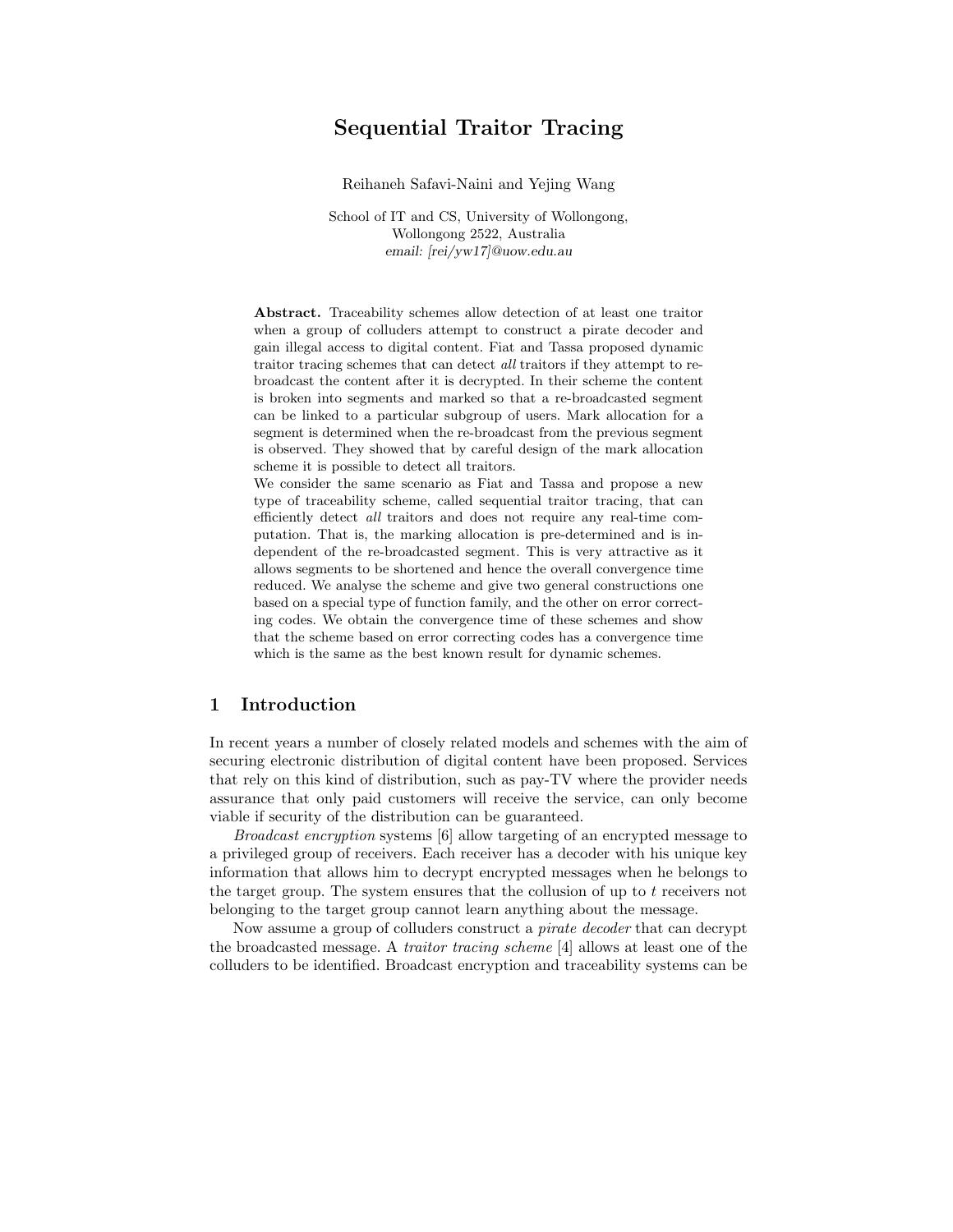# Sequential Traitor Tracing

Reihaneh Safavi-Naini and Yejing Wang

School of IT and CS, University of Wollongong,
Wollongong 2522, Australia
*email: [rei/yw17]@uow.edu.au*

**Abstract.** Traceability schemes allow detection of at least one traitor when a group of colluders attempt to construct a pirate decoder and gain illegal access to digital content. Fiat and Tassa proposed dynamic traitor tracing schemes that can detect *all* traitors if they attempt to re-broadcast the content after it is decrypted. In their scheme the content is broken into segments and marked so that a re-broadcasted segment can be linked to a particular subgroup of users. Mark allocation for a segment is determined when the re-broadcast from the previous segment is observed. They showed that by careful design of the mark allocation scheme it is possible to detect all traitors.
We consider the same scenario as Fiat and Tassa and propose a new type of traceability scheme, called sequential traitor tracing, that can efficiently detect *all* traitors and does not require any real-time computation. That is, the marking allocation is pre-determined and is independent of the re-broadcasted segment. This is very attractive as it allows segments to be shortened and hence the overall convergence time reduced. We analyse the scheme and give two general constructions one based on a special type of function family, and the other on error correcting codes. We obtain the convergence time of these schemes and show that the scheme based on error correcting codes has a convergence time which is the same as the best known result for dynamic schemes.

## 1 Introduction

In recent years a number of closely related models and schemes with the aim of securing electronic distribution of digital content have been proposed. Services that rely on this kind of distribution, such as pay-TV where the provider needs assurance that only paid customers will receive the service, can only become viable if security of the distribution can be guaranteed.

*Broadcast encryption* systems [6] allow targeting of an encrypted message to a privileged group of receivers. Each receiver has a decoder with his unique key information that allows him to decrypt encrypted messages when he belongs to the target group. The system ensures that the collusion of up to $t$ receivers not belonging to the target group cannot learn anything about the message.

Now assume a group of colluders construct a *pirate decoder* that can decrypt the broadcasted message. A *traitor tracing scheme* [4] allows at least one of the colluders to be identified. Broadcast encryption and traceability systems can be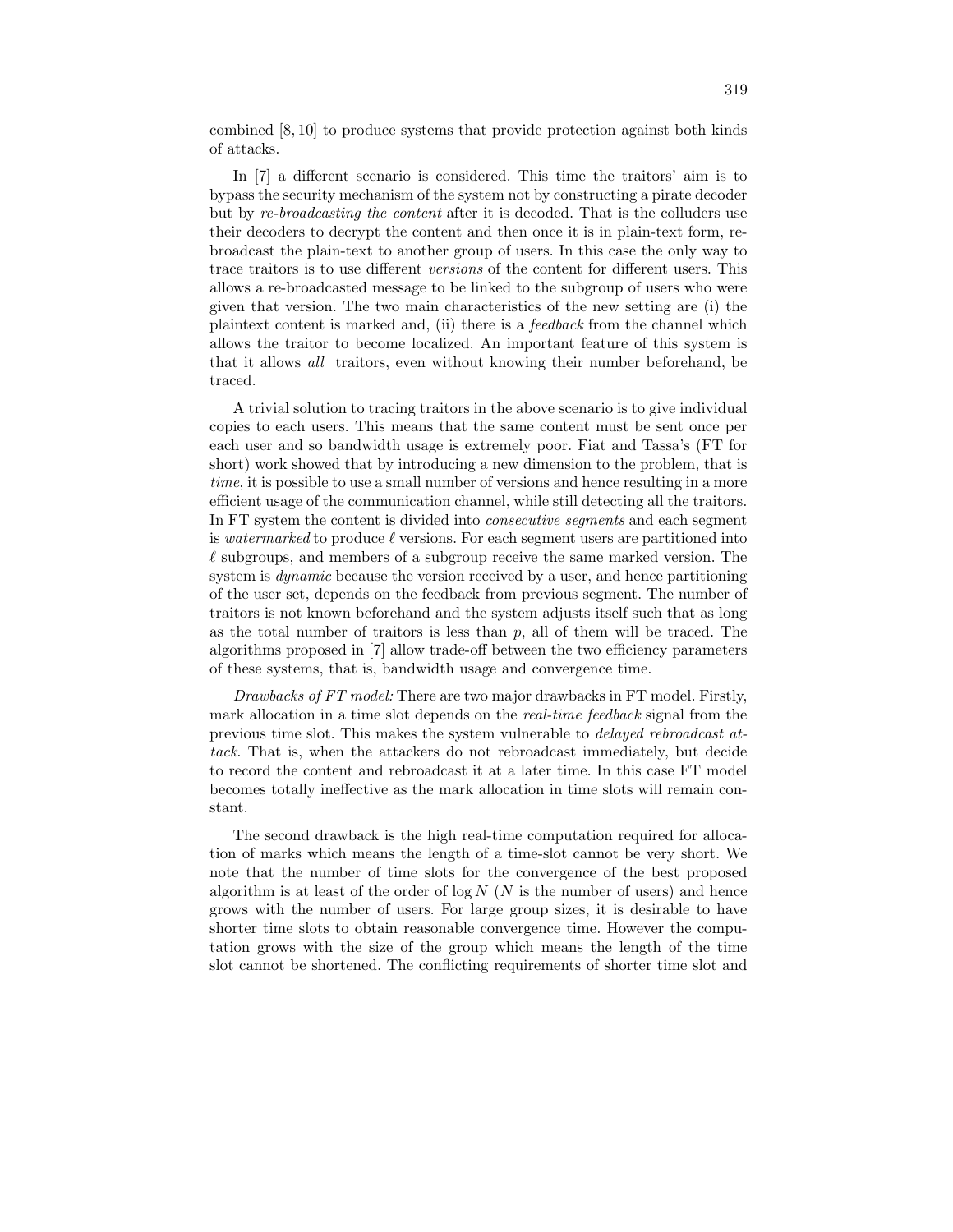combined [8, 10] to produce systems that provide protection against both kinds of attacks.

In [7] a different scenario is considered. This time the traitors' aim is to bypass the security mechanism of the system not by constructing a pirate decoder but by *re-broadcasting the content* after it is decoded. That is the colluders use their decoders to decrypt the content and then once it is in plain-text form, re-broadcast the plain-text to another group of users. In this case the only way to trace traitors is to use different *versions* of the content for different users. This allows a re-broadcasted message to be linked to the subgroup of users who were given that version. The two main characteristics of the new setting are (i) the plaintext content is marked and, (ii) there is a *feedback* from the channel which allows the traitor to become localized. An important feature of this system is that it allows *all* traitors, even without knowing their number beforehand, be traced.

A trivial solution to tracing traitors in the above scenario is to give individual copies to each users. This means that the same content must be sent once per each user and so bandwidth usage is extremely poor. Fiat and Tassa's (FT for short) work showed that by introducing a new dimension to the problem, that is *time*, it is possible to use a small number of versions and hence resulting in a more efficient usage of the communication channel, while still detecting all the traitors. In FT system the content is divided into *consecutive segments* and each segment is *watermarked* to produce $\ell$ versions. For each segment users are partitioned into $\ell$ subgroups, and members of a subgroup receive the same marked version. The system is *dynamic* because the version received by a user, and hence partitioning of the user set, depends on the feedback from previous segment. The number of traitors is not known beforehand and the system adjusts itself such that as long as the total number of traitors is less than $p$, all of them will be traced. The algorithms proposed in [7] allow trade-off between the two efficiency parameters of these systems, that is, bandwidth usage and convergence time.

*Drawbacks of FT model:* There are two major drawbacks in FT model. Firstly, mark allocation in a time slot depends on the *real-time feedback* signal from the previous time slot. This makes the system vulnerable to *delayed rebroadcast attack*. That is, when the attackers do not rebroadcast immediately, but decide to record the content and rebroadcast it at a later time. In this case FT model becomes totally ineffective as the mark allocation in time slots will remain constant.

The second drawback is the high real-time computation required for allocation of marks which means the length of a time-slot cannot be very short. We note that the number of time slots for the convergence of the best proposed algorithm is at least of the order of $\log N$ ($N$ is the number of users) and hence grows with the number of users. For large group sizes, it is desirable to have shorter time slots to obtain reasonable convergence time. However the computation grows with the size of the group which means the length of the time slot cannot be shortened. The conflicting requirements of shorter time slot and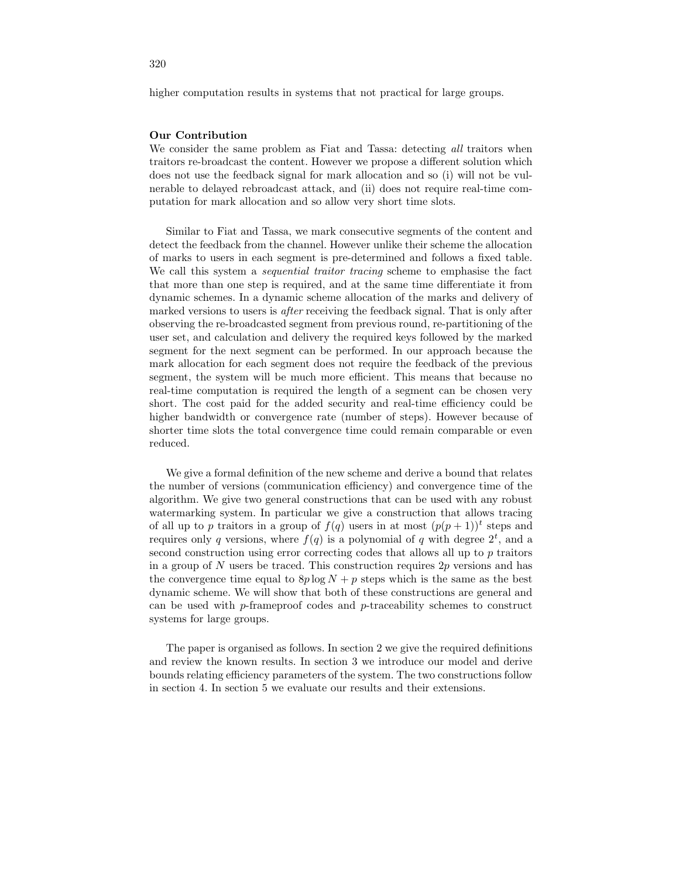higher computation results in systems that not practical for large groups.

**Our Contribution**

We consider the same problem as Fiat and Tassa: detecting *all* traitors when traitors re-broadcast the content. However we propose a different solution which does not use the feedback signal for mark allocation and so (i) will not be vulnerable to delayed rebroadcast attack, and (ii) does not require real-time computation for mark allocation and so allow very short time slots.

Similar to Fiat and Tassa, we mark consecutive segments of the content and detect the feedback from the channel. However unlike their scheme the allocation of marks to users in each segment is pre-determined and follows a fixed table. We call this system a *sequential traitor tracing* scheme to emphasise the fact that more than one step is required, and at the same time differentiate it from dynamic schemes. In a dynamic scheme allocation of the marks and delivery of marked versions to users is *after* receiving the feedback signal. That is only after observing the re-broadcasted segment from previous round, re-partitioning of the user set, and calculation and delivery the required keys followed by the marked segment for the next segment can be performed. In our approach because the mark allocation for each segment does not require the feedback of the previous segment, the system will be much more efficient. This means that because no real-time computation is required the length of a segment can be chosen very short. The cost paid for the added security and real-time efficiency could be higher bandwidth or convergence rate (number of steps). However because of shorter time slots the total convergence time could remain comparable or even reduced.

We give a formal definition of the new scheme and derive a bound that relates the number of versions (communication efficiency) and convergence time of the algorithm. We give two general constructions that can be used with any robust watermarking system. In particular we give a construction that allows tracing of all up to $p$ traitors in a group of $f(q)$ users in at most $(p(p+1))^t$ steps and requires only $q$ versions, where $f(q)$ is a polynomial of $q$ with degree $2^t$, and a second construction using error correcting codes that allows all up to $p$ traitors in a group of $N$ users be traced. This construction requires $2p$ versions and has the convergence time equal to $8p \log N + p$ steps which is the same as the best dynamic scheme. We will show that both of these constructions are general and can be used with $p$-frameproof codes and $p$-traceability schemes to construct systems for large groups.

The paper is organised as follows. In section 2 we give the required definitions and review the known results. In section 3 we introduce our model and derive bounds relating efficiency parameters of the system. The two constructions follow in section 4. In section 5 we evaluate our results and their extensions.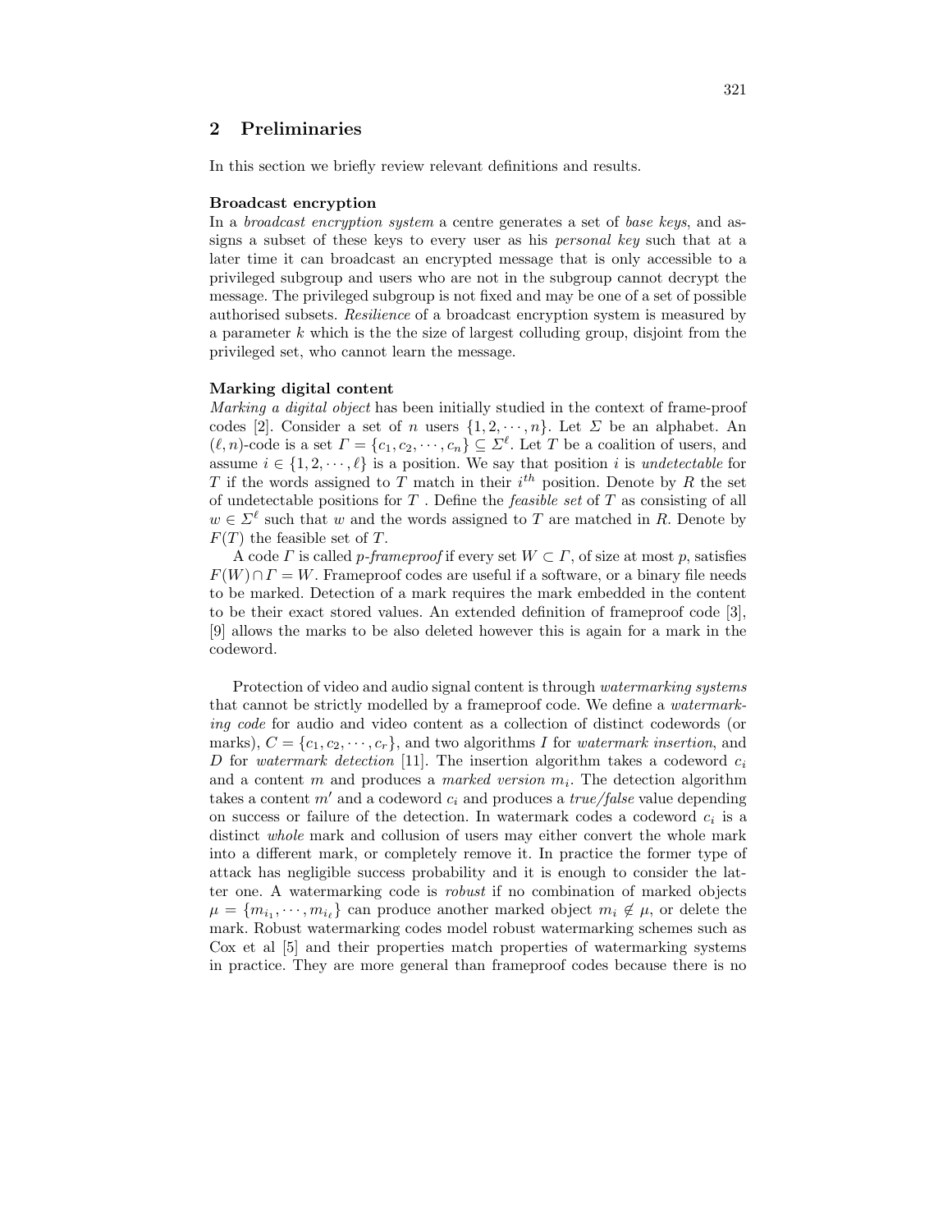## 2 Preliminaries

In this section we briefly review relevant definitions and results.

**Broadcast encryption**

In a *broadcast encryption system* a centre generates a set of *base keys*, and assigns a subset of these keys to every user as his *personal key* such that at a later time it can broadcast an encrypted message that is only accessible to a privileged subgroup and users who are not in the subgroup cannot decrypt the message. The privileged subgroup is not fixed and may be one of a set of possible authorised subsets. *Resilience* of a broadcast encryption system is measured by a parameter $k$ which is the the size of largest colluding group, disjoint from the privileged set, who cannot learn the message.

**Marking digital content**

*Marking a digital object* has been initially studied in the context of frame-proof codes [2]. Consider a set of $n$ users $\{1, 2, \cdots, n\}$. Let $\Sigma$ be an alphabet. An $(\ell, n)$-code is a set $\Gamma = \{c_1, c_2, \cdots, c_n\} \subseteq \Sigma^\ell$. Let $T$ be a coalition of users, and assume $i \in \{1, 2, \cdots, \ell\}$ is a position. We say that position $i$ is *undetectable* for $T$ if the words assigned to $T$ match in their $i^{th}$ position. Denote by $R$ the set of undetectable positions for $T$ . Define the *feasible set* of $T$ as consisting of all $w \in \Sigma^\ell$ such that $w$ and the words assigned to $T$ are matched in $R$. Denote by $F(T)$ the feasible set of $T$.

A code $\Gamma$ is called *p-frameproof* if every set $W \subset \Gamma$, of size at most $p$, satisfies $F(W) \cap \Gamma = W$. Frameproof codes are useful if a software, or a binary file needs to be marked. Detection of a mark requires the mark embedded in the content to be their exact stored values. An extended definition of frameproof code [3], [9] allows the marks to be also deleted however this is again for a mark in the codeword.

Protection of video and audio signal content is through *watermarking systems* that cannot be strictly modelled by a frameproof code. We define a *watermarking code* for audio and video content as a collection of distinct codewords (or marks), $C = \{c_1, c_2, \cdots, c_r\}$, and two algorithms $I$ for *watermark insertion*, and $D$ for *watermark detection* [11]. The insertion algorithm takes a codeword $c_i$ and a content $m$ and produces a *marked version* $m_i$. The detection algorithm takes a content $m'$ and a codeword $c_i$ and produces a *true/false* value depending on success or failure of the detection. In watermark codes a codeword $c_i$ is a distinct *whole* mark and collusion of users may either convert the whole mark into a different mark, or completely remove it. In practice the former type of attack has negligible success probability and it is enough to consider the latter one. A watermarking code is *robust* if no combination of marked objects $\mu = \{m_{i_1}, \cdots, m_{i_\ell}\}$ can produce another marked object $m_i \notin \mu$, or delete the mark. Robust watermarking codes model robust watermarking schemes such as Cox et al [5] and their properties match properties of watermarking systems in practice. They are more general than frameproof codes because there is no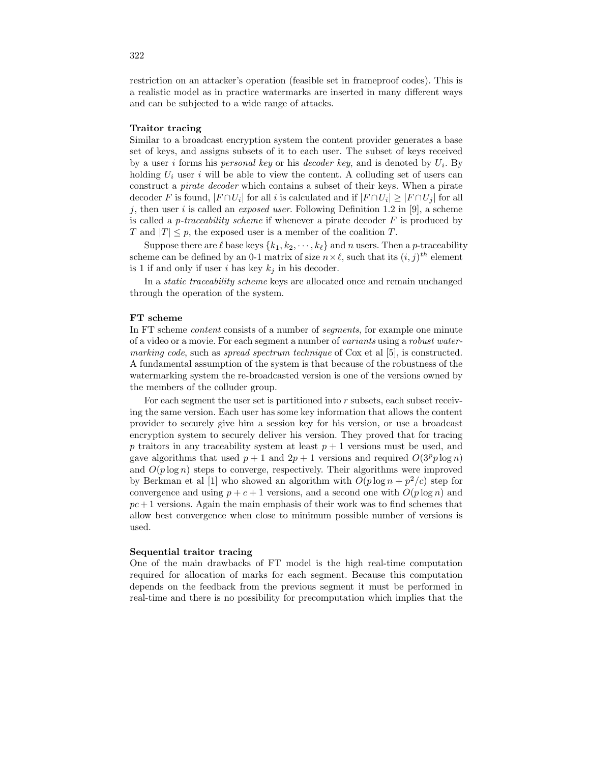restriction on an attacker's operation (feasible set in frameproof codes). This is a realistic model as in practice watermarks are inserted in many different ways and can be subjected to a wide range of attacks.

**Traitor tracing**

Similar to a broadcast encryption system the content provider generates a base set of keys, and assigns subsets of it to each user. The subset of keys received by a user $i$ forms his *personal key* or his *decoder key*, and is denoted by $U_i$. By holding $U_i$ user $i$ will be able to view the content. A colluding set of users can construct a *pirate decoder* which contains a subset of their keys. When a pirate decoder $F$ is found, $|F \cap U_i|$ for all $i$ is calculated and if $|F \cap U_i| \geq |F \cap U_j|$ for all $j$, then user $i$ is called an *exposed user*. Following Definition 1.2 in [9], a scheme is called a *p-traceability scheme* if whenever a pirate decoder $F$ is produced by $T$ and $|T| \leq p$, the exposed user is a member of the coalition $T$.

Suppose there are $\ell$ base keys $\{k_1, k_2, \cdots, k_\ell\}$ and $n$ users. Then a $p$-traceability scheme can be defined by an 0-1 matrix of size $n \times \ell$, such that its $(i, j)^{th}$ element is 1 if and only if user $i$ has key $k_j$ in his decoder.

In a *static traceability scheme* keys are allocated once and remain unchanged through the operation of the system.

**FT scheme**

In FT scheme *content* consists of a number of *segments*, for example one minute of a video or a movie. For each segment a number of *variants* using a *robust watermarking code*, such as *spread spectrum technique* of Cox et al [5], is constructed. A fundamental assumption of the system is that because of the robustness of the watermarking system the re-broadcasted version is one of the versions owned by the members of the colluder group.

For each segment the user set is partitioned into $r$ subsets, each subset receiving the same version. Each user has some key information that allows the content provider to securely give him a session key for his version, or use a broadcast encryption system to securely deliver his version. They proved that for tracing $p$ traitors in any traceability system at least $p + 1$ versions must be used, and gave algorithms that used $p + 1$ and $2p + 1$ versions and required $O(3^p p \log n)$ and $O(p \log n)$ steps to converge, respectively. Their algorithms were improved by Berkman et al [1] who showed an algorithm with $O(p \log n + p^2/c)$ step for convergence and using $p + c + 1$ versions, and a second one with $O(p \log n)$ and $pc + 1$ versions. Again the main emphasis of their work was to find schemes that allow best convergence when close to minimum possible number of versions is used.

**Sequential traitor tracing**

One of the main drawbacks of FT model is the high real-time computation required for allocation of marks for each segment. Because this computation depends on the feedback from the previous segment it must be performed in real-time and there is no possibility for precomputation which implies that the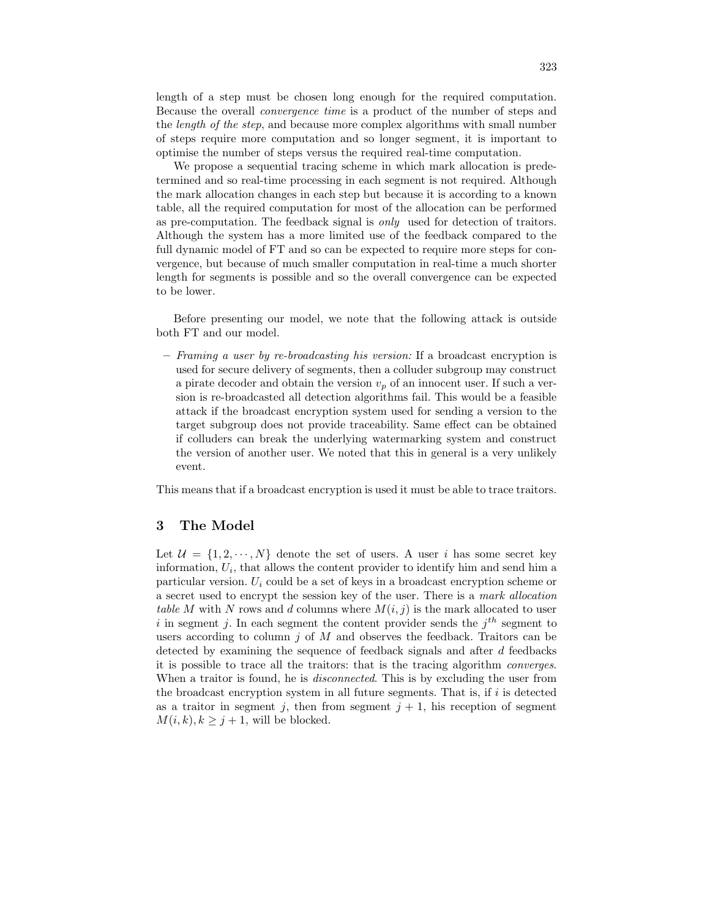length of a step must be chosen long enough for the required computation. Because the overall *convergence time* is a product of the number of steps and the *length of the step*, and because more complex algorithms with small number of steps require more computation and so longer segment, it is important to optimise the number of steps versus the required real-time computation.

We propose a sequential tracing scheme in which mark allocation is predetermined and so real-time processing in each segment is not required. Although the mark allocation changes in each step but because it is according to a known table, all the required computation for most of the allocation can be performed as pre-computation. The feedback signal is *only* used for detection of traitors. Although the system has a more limited use of the feedback compared to the full dynamic model of FT and so can be expected to require more steps for convergence, but because of much smaller computation in real-time a much shorter length for segments is possible and so the overall convergence can be expected to be lower.

Before presenting our model, we note that the following attack is outside both FT and our model.

– *Framing a user by re-broadcasting his version:* If a broadcast encryption is used for secure delivery of segments, then a colluder subgroup may construct a pirate decoder and obtain the version $v_p$ of an innocent user. If such a version is re-broadcasted all detection algorithms fail. This would be a feasible attack if the broadcast encryption system used for sending a version to the target subgroup does not provide traceability. Same effect can be obtained if colluders can break the underlying watermarking system and construct the version of another user. We noted that this in general is a very unlikely event.

This means that if a broadcast encryption is used it must be able to trace traitors.

## 3 The Model

Let $\mathcal{U} = \{1, 2, \cdots, N\}$ denote the set of users. A user $i$ has some secret key information, $U_i$, that allows the content provider to identify him and send him a particular version. $U_i$ could be a set of keys in a broadcast encryption scheme or a secret used to encrypt the session key of the user. There is a *mark allocation table* $M$ with $N$ rows and $d$ columns where $M(i,j)$ is the mark allocated to user $i$ in segment $j$. In each segment the content provider sends the $j^{th}$ segment to users according to column $j$ of $M$ and observes the feedback. Traitors can be detected by examining the sequence of feedback signals and after $d$ feedbacks it is possible to trace all the traitors: that is the tracing algorithm *converges*. When a traitor is found, he is *disconnected*. This is by excluding the user from the broadcast encryption system in all future segments. That is, if $i$ is detected as a traitor in segment $j$, then from segment $j+1$, his reception of segment $M(i,k), k \geq j+1$, will be blocked.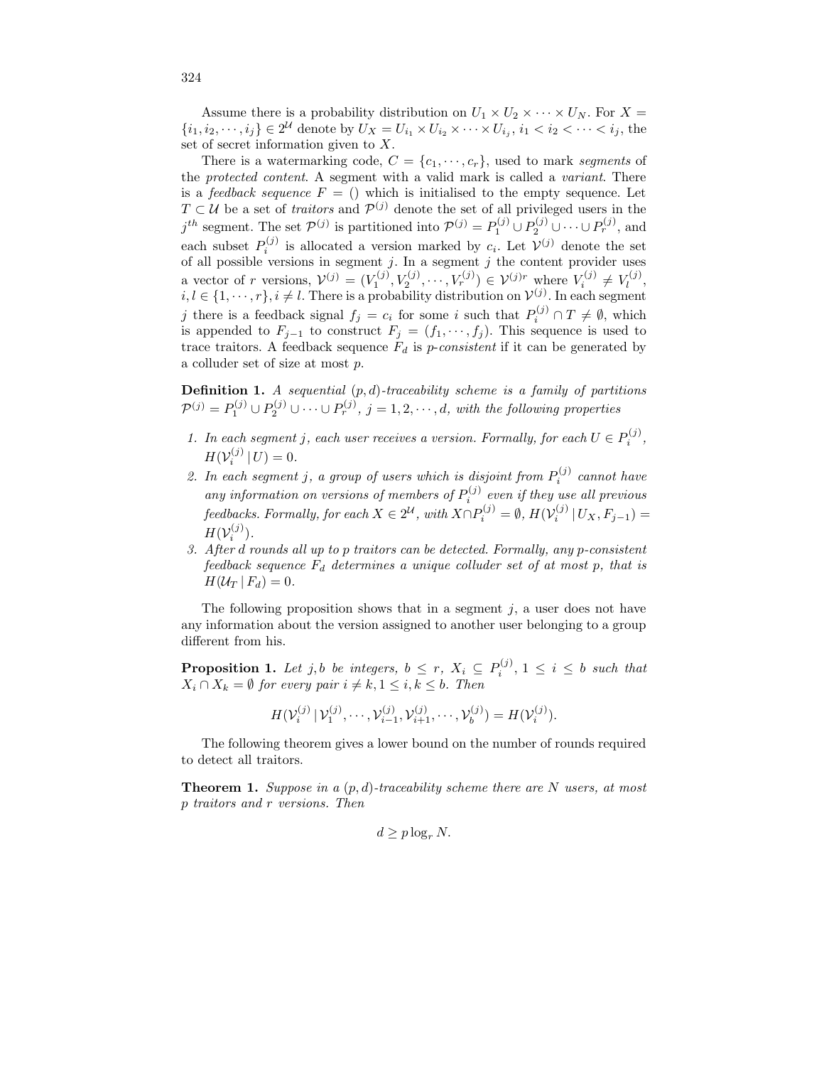Assume there is a probability distribution on $U_1 \times U_2 \times \cdots \times U_N$. For $X = \{i_1, i_2, \cdots, i_j\} \in 2^{\mathcal{U}}$ denote by $U_X = U_{i_1} \times U_{i_2} \times \cdots \times U_{i_j}$, $i_1 < i_2 < \cdots < i_j$, the set of secret information given to $X$.

There is a watermarking code, $C = \{c_1, \cdots, c_r\}$, used to mark *segments* of the *protected content*. A segment with a valid mark is called a *variant*. There is a *feedback sequence* $F = ()$ which is initialised to the empty sequence. Let $T \subset \mathcal{U}$ be a set of *traitors* and $\mathcal{P}^{(j)}$ denote the set of all privileged users in the $j^{th}$ segment. The set $\mathcal{P}^{(j)}$ is partitioned into $\mathcal{P}^{(j)} = P_1^{(j)} \cup P_2^{(j)} \cup \cdots \cup P_r^{(j)}$, and each subset $P_i^{(j)}$ is allocated a version marked by $c_i$. Let $\mathcal{V}^{(j)}$ denote the set of all possible versions in segment $j$. In a segment $j$ the content provider uses a vector of $r$ versions, $\mathcal{V}^{(j)} = (V_1^{(j)}, V_2^{(j)}, \cdots, V_r^{(j)}) \in \mathcal{V}^{(j)r}$ where $V_i^{(j)} \neq V_l^{(j)}$, $i, l \in \{1, \cdots, r\}, i \neq l$. There is a probability distribution on $\mathcal{V}^{(j)}$. In each segment $j$ there is a feedback signal $f_j = c_i$ for some $i$ such that $P_i^{(j)} \cap T \neq \emptyset$, which is appended to $F_{j-1}$ to construct $F_j = (f_1, \cdots, f_j)$. This sequence is used to trace traitors. A feedback sequence $F_d$ is *p-consistent* if it can be generated by a colluder set of size at most $p$.

**Definition 1.** *A sequential $(p,d)$-traceability scheme is a family of partitions $\mathcal{P}^{(j)} = P_1^{(j)} \cup P_2^{(j)} \cup \cdots \cup P_r^{(j)}$, $j = 1, 2, \cdots, d$, with the following properties*

1. *In each segment $j$, each user receives a version. Formally, for each $U \in P_i^{(j)}$, $H(\mathcal{V}_i^{(j)} \,|\, U) = 0$.*
2. *In each segment $j$, a group of users which is disjoint from $P_i^{(j)}$ cannot have any information on versions of members of $P_i^{(j)}$ even if they use all previous feedbacks. Formally, for each $X \in 2^{\mathcal{U}}$, with $X \cap P_i^{(j)} = \emptyset$, $H(\mathcal{V}_i^{(j)} \,|\, U_X, F_{j-1}) = H(\mathcal{V}_i^{(j)})$.*
3. *After $d$ rounds all up to $p$ traitors can be detected. Formally, any $p$-consistent feedback sequence $F_d$ determines a unique colluder set of at most $p$, that is $H(\mathcal{U}_T \,|\, F_d) = 0$.*

The following proposition shows that in a segment $j$, a user does not have any information about the version assigned to another user belonging to a group different from his.

**Proposition 1.** *Let $j, b$ be integers, $b \leq r$, $X_i \subseteq P_i^{(j)}$, $1 \leq i \leq b$ such that $X_i \cap X_k = \emptyset$ for every pair $i \neq k, 1 \leq i, k \leq b$. Then*

$$H(\mathcal{V}_i^{(j)} \,|\, \mathcal{V}_1^{(j)}, \cdots, \mathcal{V}_{i-1}^{(j)}, \mathcal{V}_{i+1}^{(j)}, \cdots, \mathcal{V}_b^{(j)}) = H(\mathcal{V}_i^{(j)}).$$

The following theorem gives a lower bound on the number of rounds required to detect all traitors.

**Theorem 1.** *Suppose in a $(p,d)$-traceability scheme there are $N$ users, at most $p$ traitors and $r$ versions. Then*

$$d \geq p \log_r N.$$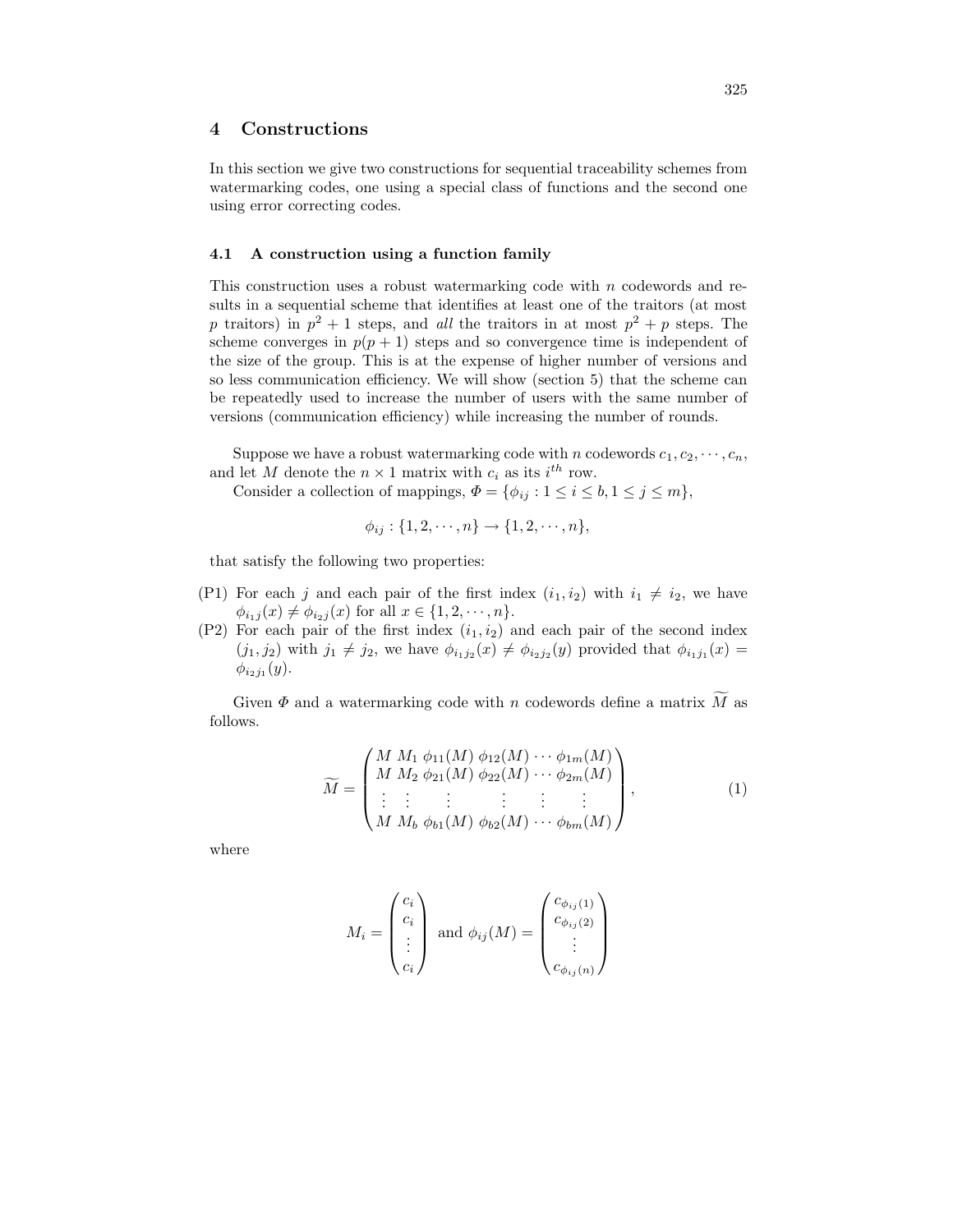## 4 Constructions

In this section we give two constructions for sequential traceability schemes from watermarking codes, one using a special class of functions and the second one using error correcting codes.

### 4.1 A construction using a function family

This construction uses a robust watermarking code with $n$ codewords and results in a sequential scheme that identifies at least one of the traitors (at most $p$ traitors) in $p^2 + 1$ steps, and *all* the traitors in at most $p^2 + p$ steps. The scheme converges in $p(p+1)$ steps and so convergence time is independent of the size of the group. This is at the expense of higher number of versions and so less communication efficiency. We will show (section 5) that the scheme can be repeatedly used to increase the number of users with the same number of versions (communication efficiency) while increasing the number of rounds.

Suppose we have a robust watermarking code with $n$ codewords $c_1, c_2, \cdots, c_n$, and let $M$ denote the $n \times 1$ matrix with $c_i$ as its $i^{th}$ row.

Consider a collection of mappings, $\Phi = \{\phi_{ij} : 1 \leq i \leq b, 1 \leq j \leq m\}$,

$$\phi_{ij} : \{1, 2, \cdots, n\} \to \{1, 2, \cdots, n\},$$

that satisfy the following two properties:

(P1) For each $j$ and each pair of the first index $(i_1, i_2)$ with $i_1 \neq i_2$, we have $\phi_{i_1 j}(x) \neq \phi_{i_2 j}(x)$ for all $x \in \{1, 2, \cdots, n\}$.

(P2) For each pair of the first index $(i_1, i_2)$ and each pair of the second index $(j_1, j_2)$ with $j_1 \neq j_2$, we have $\phi_{i_1 j_2}(x) \neq \phi_{i_2 j_2}(y)$ provided that $\phi_{i_1 j_1}(x) = \phi_{i_2 j_1}(y)$.

Given $\Phi$ and a watermarking code with $n$ codewords define a matrix $\widetilde{M}$ as follows.

$$\widetilde{M} = \begin{pmatrix} M & M_1 & \phi_{11}(M) & \phi_{12}(M) & \cdots & \phi_{1m}(M) \\ M & M_2 & \phi_{21}(M) & \phi_{22}(M) & \cdots & \phi_{2m}(M) \\ \vdots & \vdots & \vdots & \vdots & \vdots & \vdots \\ M & M_b & \phi_{b1}(M) & \phi_{b2}(M) & \cdots & \phi_{bm}(M) \end{pmatrix}, \tag{1}$$

where

$$M_i = \begin{pmatrix} c_i \\ c_i \\ \vdots \\ c_i \end{pmatrix} \text{ and } \phi_{ij}(M) = \begin{pmatrix} c_{\phi_{ij}(1)} \\ c_{\phi_{ij}(2)} \\ \vdots \\ c_{\phi_{ij}(n)} \end{pmatrix}$$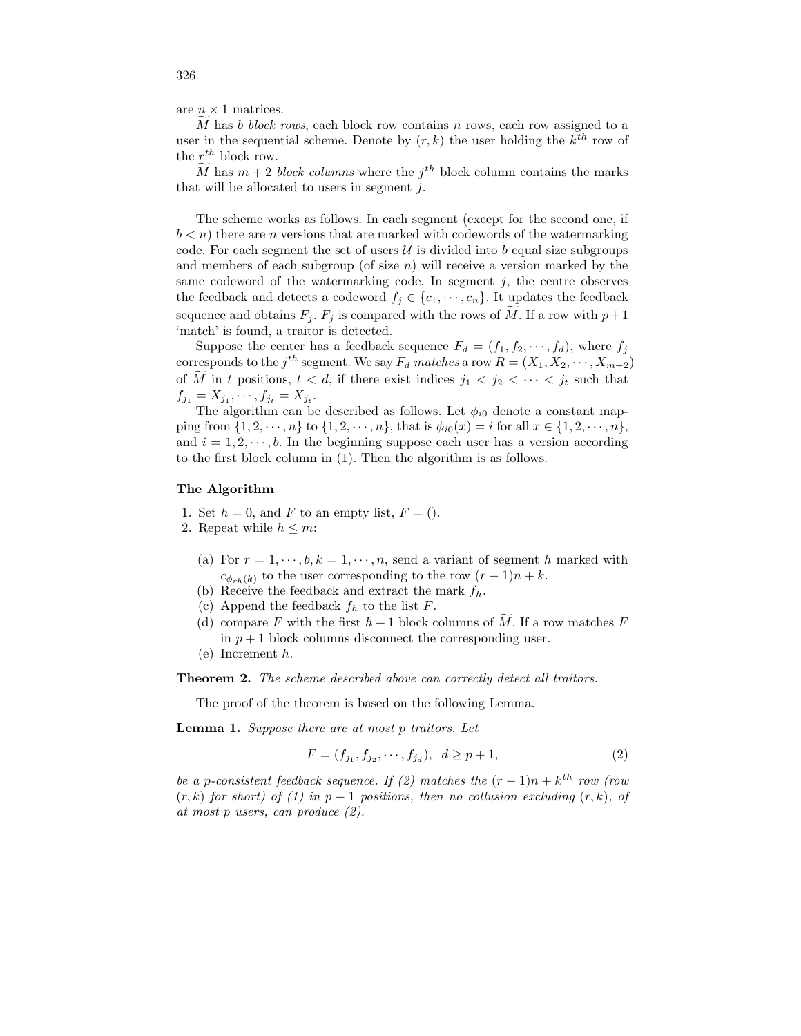are $n \times 1$ matrices.

$\widetilde{M}$ has $b$ *block rows*, each block row contains $n$ rows, each row assigned to a user in the sequential scheme. Denote by $(r, k)$ the user holding the $k^{th}$ row of the $r^{th}$ block row.

$\widetilde{M}$ has $m + 2$ *block columns* where the $j^{th}$ block column contains the marks that will be allocated to users in segment $j$.

The scheme works as follows. In each segment (except for the second one, if $b < n$) there are $n$ versions that are marked with codewords of the watermarking code. For each segment the set of users $\mathcal{U}$ is divided into $b$ equal size subgroups and members of each subgroup (of size $n$) will receive a version marked by the same codeword of the watermarking code. In segment $j$, the centre observes the feedback and detects a codeword $f_j \in \{c_1, \cdots, c_n\}$. It updates the feedback sequence and obtains $F_j$. $F_j$ is compared with the rows of $\widetilde{M}$. If a row with $p+1$ 'match' is found, a traitor is detected.

Suppose the center has a feedback sequence $F_d = (f_1, f_2, \cdots, f_d)$, where $f_j$ corresponds to the $j^{th}$ segment. We say $F_d$ *matches* a row $R = (X_1, X_2, \cdots, X_{m+2})$ of $\widetilde{M}$ in $t$ positions, $t < d$, if there exist indices $j_1 < j_2 < \cdots < j_t$ such that $f_{j_1} = X_{j_1}, \cdots, f_{j_t} = X_{j_t}$.

The algorithm can be described as follows. Let $\phi_{i0}$ denote a constant mapping from $\{1, 2, \cdots, n\}$ to $\{1, 2, \cdots, n\}$, that is $\phi_{i0}(x) = i$ for all $x \in \{1, 2, \cdots, n\}$, and $i = 1, 2, \cdots, b$. In the beginning suppose each user has a version according to the first block column in (1). Then the algorithm is as follows.

**The Algorithm**

1. Set $h = 0$, and $F$ to an empty list, $F = ()$.
2. Repeat while $h \leq m$:

   (a) For $r = 1, \cdots, b, k = 1, \cdots, n$, send a variant of segment $h$ marked with $c_{\phi_{rh}(k)}$ to the user corresponding to the row $(r-1)n + k$.
   (b) Receive the feedback and extract the mark $f_h$.
   (c) Append the feedback $f_h$ to the list $F$.
   (d) compare $F$ with the first $h+1$ block columns of $\widetilde{M}$. If a row matches $F$ in $p+1$ block columns disconnect the corresponding user.
   (e) Increment $h$.

**Theorem 2.** *The scheme described above can correctly detect all traitors.*

The proof of the theorem is based on the following Lemma.

**Lemma 1.** *Suppose there are at most $p$ traitors. Let*

$$F = (f_{j_1}, f_{j_2}, \cdots, f_{j_d}), \quad d \geq p + 1, \tag{2}$$

*be a $p$-consistent feedback sequence. If (2) matches the $(r-1)n + k^{th}$ row (row $(r, k)$ for short) of (1) in $p+1$ positions, then no collusion excluding $(r, k)$, of at most $p$ users, can produce (2).*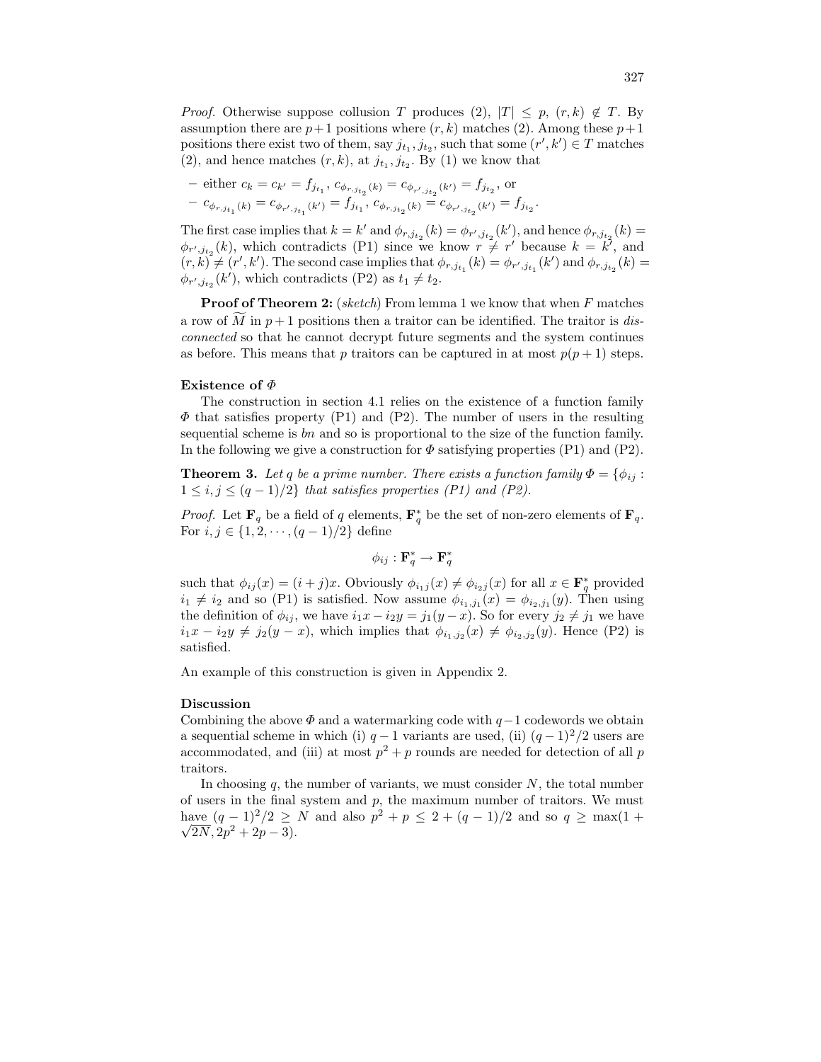*Proof.* Otherwise suppose collusion $T$ produces (2), $|T| \leq p$, $(r,k) \notin T$. By assumption there are $p+1$ positions where $(r,k)$ matches (2). Among these $p+1$ positions there exist two of them, say $j_{t_1}, j_{t_2}$, such that some $(r',k') \in T$ matches (2), and hence matches $(r,k)$, at $j_{t_1}, j_{t_2}$. By (1) we know that

- either $c_k = c_{k'} = f_{j_{t_1}}$, $c_{\phi_{r,j_{t_2}}(k)} = c_{\phi_{r',j_{t_2}}(k')} = f_{j_{t_2}}$, or
- $c_{\phi_{r,j_{t_1}}(k)} = c_{\phi_{r',j_{t_1}}(k')} = f_{j_{t_1}}$, $c_{\phi_{r,j_{t_2}}(k)} = c_{\phi_{r',j_{t_2}}(k')} = f_{j_{t_2}}$.

The first case implies that $k = k'$ and $\phi_{r,j_{t_2}}(k) = \phi_{r',j_{t_2}}(k')$, and hence $\phi_{r,j_{t_2}}(k) = \phi_{r',j_{t_2}}(k)$, which contradicts (P1) since we know $r \neq r'$ because $k = k'$, and $(r,k) \neq (r',k')$. The second case implies that $\phi_{r,j_{t_1}}(k) = \phi_{r',j_{t_1}}(k')$ and $\phi_{r,j_{t_2}}(k) = \phi_{r',j_{t_2}}(k')$, which contradicts (P2) as $t_1 \neq t_2$.

**Proof of Theorem 2:** (*sketch*) From lemma 1 we know that when $F$ matches a row of $\widetilde{M}$ in $p+1$ positions then a traitor can be identified. The traitor is *disconnected* so that he cannot decrypt future segments and the system continues as before. This means that $p$ traitors can be captured in at most $p(p+1)$ steps.

**Existence of $\Phi$**

The construction in section 4.1 relies on the existence of a function family $\Phi$ that satisfies property (P1) and (P2). The number of users in the resulting sequential scheme is $bn$ and so is proportional to the size of the function family. In the following we give a construction for $\Phi$ satisfying properties (P1) and (P2).

**Theorem 3.** *Let $q$ be a prime number. There exists a function family $\Phi = \{\phi_{ij} : 1 \leq i,j \leq (q-1)/2\}$ that satisfies properties (P1) and (P2).*

*Proof.* Let $\mathbf{F}_q$ be a field of $q$ elements, $\mathbf{F}_q^*$ be the set of non-zero elements of $\mathbf{F}_q$. For $i,j \in \{1,2,\cdots,(q-1)/2\}$ define

$$\phi_{ij} : \mathbf{F}_q^* \rightarrow \mathbf{F}_q^*$$

such that $\phi_{ij}(x) = (i+j)x$. Obviously $\phi_{i_1 j}(x) \neq \phi_{i_2 j}(x)$ for all $x \in \mathbf{F}_q^*$ provided $i_1 \neq i_2$ and so (P1) is satisfied. Now assume $\phi_{i_1,j_1}(x) = \phi_{i_2,j_1}(y)$. Then using the definition of $\phi_{ij}$, we have $i_1 x - i_2 y = j_1(y-x)$. So for every $j_2 \neq j_1$ we have $i_1 x - i_2 y \neq j_2(y-x)$, which implies that $\phi_{i_1,j_2}(x) \neq \phi_{i_2,j_2}(y)$. Hence (P2) is satisfied.

An example of this construction is given in Appendix 2.

**Discussion**

Combining the above $\Phi$ and a watermarking code with $q-1$ codewords we obtain a sequential scheme in which (i) $q-1$ variants are used, (ii) $(q-1)^2/2$ users are accommodated, and (iii) at most $p^2+p$ rounds are needed for detection of all $p$ traitors.

In choosing $q$, the number of variants, we must consider $N$, the total number of users in the final system and $p$, the maximum number of traitors. We must have $(q-1)^2/2 \geq N$ and also $p^2+p \leq 2+(q-1)/2$ and so $q \geq \max(1+\sqrt{2N}, 2p^2+2p-3)$.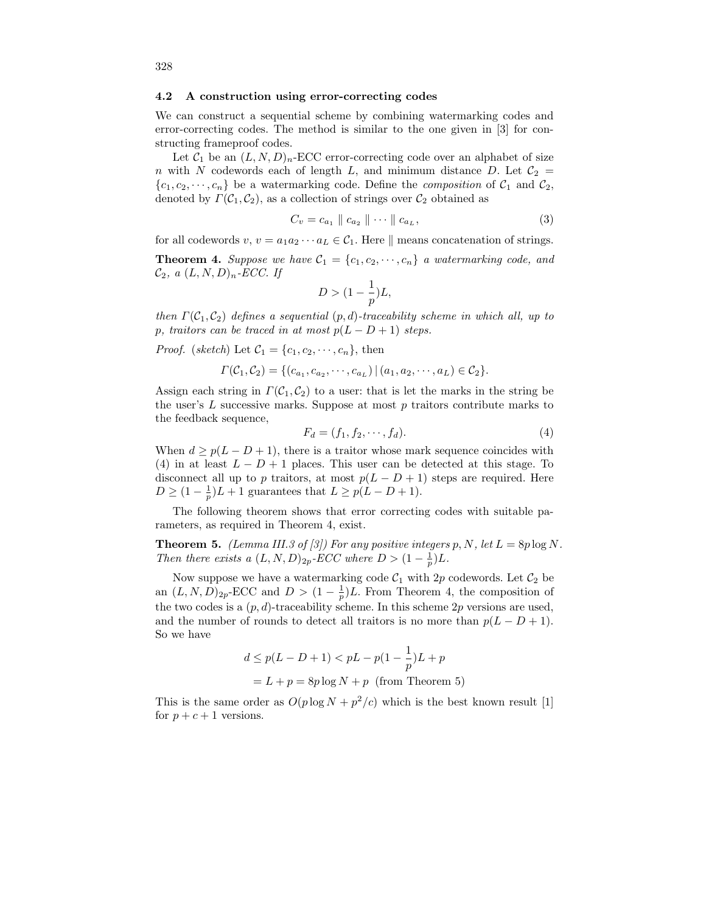### 4.2 A construction using error-correcting codes

We can construct a sequential scheme by combining watermarking codes and error-correcting codes. The method is similar to the one given in [3] for constructing frameproof codes.

Let $\mathcal{C}_1$ be an $(L, N, D)_n$-ECC error-correcting code over an alphabet of size $n$ with $N$ codewords each of length $L$, and minimum distance $D$. Let $\mathcal{C}_2 = \{c_1, c_2, \cdots, c_n\}$ be a watermarking code. Define the *composition* of $\mathcal{C}_1$ and $\mathcal{C}_2$, denoted by $\Gamma(\mathcal{C}_1, \mathcal{C}_2)$, as a collection of strings over $\mathcal{C}_2$ obtained as

$$C_v = c_{a_1} \parallel c_{a_2} \parallel \cdots \parallel c_{a_L}, \tag{3}$$

for all codewords $v$, $v = a_1 a_2 \cdots a_L \in \mathcal{C}_1$. Here $\parallel$ means concatenation of strings.

**Theorem 4.** *Suppose we have $\mathcal{C}_1 = \{c_1, c_2, \cdots, c_n\}$ a watermarking code, and $\mathcal{C}_2$, a $(L, N, D)_n$-ECC. If*

$$D > (1 - \frac{1}{p})L,$$

*then $\Gamma(\mathcal{C}_1, \mathcal{C}_2)$ defines a sequential $(p, d)$-traceability scheme in which all, up to $p$, traitors can be traced in at most $p(L - D + 1)$ steps.*

*Proof.* (*sketch*) Let $\mathcal{C}_1 = \{c_1, c_2, \cdots, c_n\}$, then

$$\Gamma(\mathcal{C}_1, \mathcal{C}_2) = \{(c_{a_1}, c_{a_2}, \cdots, c_{a_L}) \,|\, (a_1, a_2, \cdots, a_L) \in \mathcal{C}_2\}.$$

Assign each string in $\Gamma(\mathcal{C}_1, \mathcal{C}_2)$ to a user: that is let the marks in the string be the user's $L$ successive marks. Suppose at most $p$ traitors contribute marks to the feedback sequence,

$$F_d = (f_1, f_2, \cdots, f_d). \tag{4}$$

When $d \geq p(L - D + 1)$, there is a traitor whose mark sequence coincides with (4) in at least $L - D + 1$ places. This user can be detected at this stage. To disconnect all up to $p$ traitors, at most $p(L - D + 1)$ steps are required. Here $D \geq (1 - \frac{1}{p})L + 1$ guarantees that $L \geq p(L - D + 1)$.

The following theorem shows that error correcting codes with suitable parameters, as required in Theorem 4, exist.

**Theorem 5.** *(Lemma III.3 of [3]) For any positive integers $p, N$, let $L = 8p \log N$. Then there exists a $(L, N, D)_{2p}$-ECC where $D > (1 - \frac{1}{p})L$.*

Now suppose we have a watermarking code $\mathcal{C}_1$ with $2p$ codewords. Let $\mathcal{C}_2$ be an $(L, N, D)_{2p}$-ECC and $D > (1 - \frac{1}{p})L$. From Theorem 4, the composition of the two codes is a $(p, d)$-traceability scheme. In this scheme $2p$ versions are used, and the number of rounds to detect all traitors is no more than $p(L - D + 1)$. So we have

$$\begin{aligned} d \leq p(L - D + 1) &< pL - p(1 - \frac{1}{p})L + p \\ &= L + p = 8p \log N + p \ \ \text{(from Theorem 5)} \end{aligned}$$

This is the same order as $O(p \log N + p^2/c)$ which is the best known result [1] for $p + c + 1$ versions.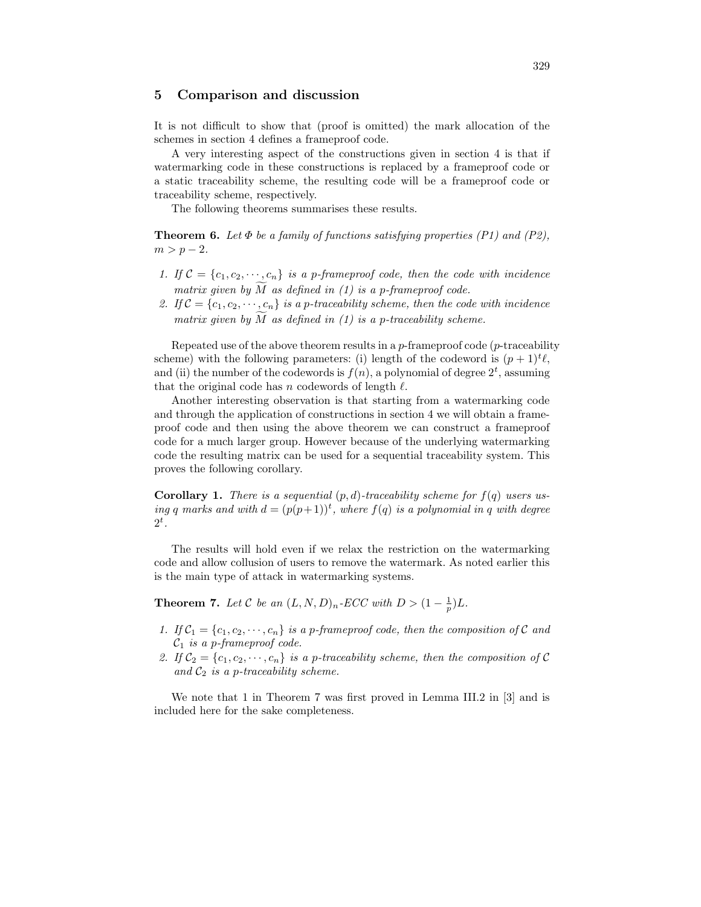## 5 Comparison and discussion

It is not difficult to show that (proof is omitted) the mark allocation of the schemes in section 4 defines a frameproof code.

A very interesting aspect of the constructions given in section 4 is that if watermarking code in these constructions is replaced by a frameproof code or a static traceability scheme, the resulting code will be a frameproof code or traceability scheme, respectively.

The following theorems summarises these results.

**Theorem 6.** *Let $\Phi$ be a family of functions satisfying properties (P1) and (P2), $m > p - 2$.*

1. *If $\mathcal{C} = \{c_1, c_2, \cdots, c_n\}$ is a p-frameproof code, then the code with incidence matrix given by $\widetilde{M}$ as defined in (1) is a p-frameproof code.*
2. *If $\mathcal{C} = \{c_1, c_2, \cdots, c_n\}$ is a p-traceability scheme, then the code with incidence matrix given by $\widetilde{M}$ as defined in (1) is a p-traceability scheme.*

Repeated use of the above theorem results in a $p$-frameproof code ($p$-traceability scheme) with the following parameters: (i) length of the codeword is $(p+1)^t \ell$, and (ii) the number of the codewords is $f(n)$, a polynomial of degree $2^t$, assuming that the original code has $n$ codewords of length $\ell$.

Another interesting observation is that starting from a watermarking code and through the application of constructions in section 4 we will obtain a frameproof code and then using the above theorem we can construct a frameproof code for a much larger group. However because of the underlying watermarking code the resulting matrix can be used for a sequential traceability system. This proves the following corollary.

**Corollary 1.** *There is a sequential $(p, d)$-traceability scheme for $f(q)$ users using $q$ marks and with $d = (p(p+1))^t$, where $f(q)$ is a polynomial in $q$ with degree $2^t$.*

The results will hold even if we relax the restriction on the watermarking code and allow collusion of users to remove the watermark. As noted earlier this is the main type of attack in watermarking systems.

**Theorem 7.** *Let $\mathcal{C}$ be an $(L, N, D)_n$-ECC with $D > (1 - \frac{1}{p})L$.*

1. *If $\mathcal{C}_1 = \{c_1, c_2, \cdots, c_n\}$ is a p-frameproof code, then the composition of $\mathcal{C}$ and $\mathcal{C}_1$ is a p-frameproof code.*
2. *If $\mathcal{C}_2 = \{c_1, c_2, \cdots, c_n\}$ is a p-traceability scheme, then the composition of $\mathcal{C}$ and $\mathcal{C}_2$ is a p-traceability scheme.*

We note that 1 in Theorem 7 was first proved in Lemma III.2 in [3] and is included here for the sake completeness.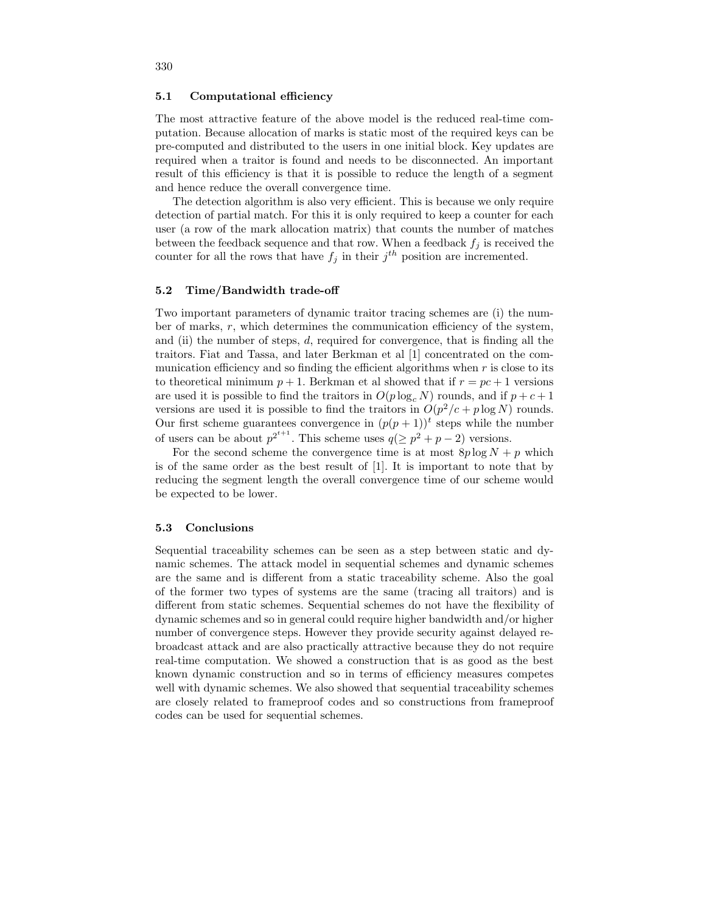### 5.1 Computational efficiency

The most attractive feature of the above model is the reduced real-time computation. Because allocation of marks is static most of the required keys can be pre-computed and distributed to the users in one initial block. Key updates are required when a traitor is found and needs to be disconnected. An important result of this efficiency is that it is possible to reduce the length of a segment and hence reduce the overall convergence time.

The detection algorithm is also very efficient. This is because we only require detection of partial match. For this it is only required to keep a counter for each user (a row of the mark allocation matrix) that counts the number of matches between the feedback sequence and that row. When a feedback $f_j$ is received the counter for all the rows that have $f_j$ in their $j^{th}$ position are incremented.

### 5.2 Time/Bandwidth trade-off

Two important parameters of dynamic traitor tracing schemes are (i) the number of marks, $r$, which determines the communication efficiency of the system, and (ii) the number of steps, $d$, required for convergence, that is finding all the traitors. Fiat and Tassa, and later Berkman et al [1] concentrated on the communication efficiency and so finding the efficient algorithms when $r$ is close to its to theoretical minimum $p+1$. Berkman et al showed that if $r = pc+1$ versions are used it is possible to find the traitors in $O(p \log_c N)$ rounds, and if $p+c+1$ versions are used it is possible to find the traitors in $O(p^2/c + p \log N)$ rounds. Our first scheme guarantees convergence in $(p(p+1))^t$ steps while the number of users can be about $p^{2^{t+1}}$. This scheme uses $q(\geq p^2+p-2)$ versions.

For the second scheme the convergence time is at most $8p \log N + p$ which is of the same order as the best result of [1]. It is important to note that by reducing the segment length the overall convergence time of our scheme would be expected to be lower.

### 5.3 Conclusions

Sequential traceability schemes can be seen as a step between static and dynamic schemes. The attack model in sequential schemes and dynamic schemes are the same and is different from a static traceability scheme. Also the goal of the former two types of systems are the same (tracing all traitors) and is different from static schemes. Sequential schemes do not have the flexibility of dynamic schemes and so in general could require higher bandwidth and/or higher number of convergence steps. However they provide security against delayed rebroadcast attack and are also practically attractive because they do not require real-time computation. We showed a construction that is as good as the best known dynamic construction and so in terms of efficiency measures competes well with dynamic schemes. We also showed that sequential traceability schemes are closely related to frameproof codes and so constructions from frameproof codes can be used for sequential schemes.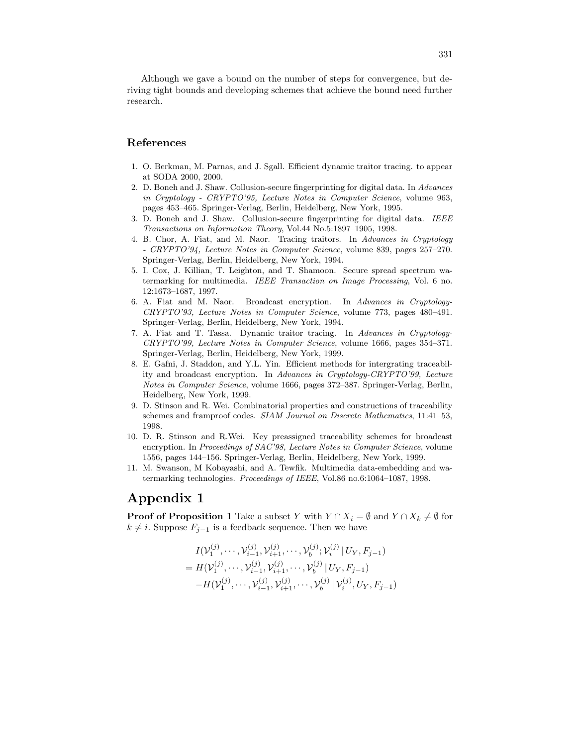Although we gave a bound on the number of steps for convergence, but deriving tight bounds and developing schemes that achieve the bound need further research.

## References

1. O. Berkman, M. Parnas, and J. Sgall. Efficient dynamic traitor tracing. to appear at SODA 2000, 2000.
2. D. Boneh and J. Shaw. Collusion-secure fingerprinting for digital data. In *Advances in Cryptology - CRYPTO'95, Lecture Notes in Computer Science*, volume 963, pages 453–465. Springer-Verlag, Berlin, Heidelberg, New York, 1995.
3. D. Boneh and J. Shaw. Collusion-secure fingerprinting for digital data. *IEEE Transactions on Information Theory*, Vol.44 No.5:1897–1905, 1998.
4. B. Chor, A. Fiat, and M. Naor. Tracing traitors. In *Advances in Cryptology - CRYPTO'94, Lecture Notes in Computer Science*, volume 839, pages 257–270. Springer-Verlag, Berlin, Heidelberg, New York, 1994.
5. I. Cox, J. Killian, T. Leighton, and T. Shamoon. Secure spread spectrum watermarking for multimedia. *IEEE Transaction on Image Processing*, Vol. 6 no. 12:1673–1687, 1997.
6. A. Fiat and M. Naor. Broadcast encryption. In *Advances in Cryptology-CRYPTO'93, Lecture Notes in Computer Science*, volume 773, pages 480–491. Springer-Verlag, Berlin, Heidelberg, New York, 1994.
7. A. Fiat and T. Tassa. Dynamic traitor tracing. In *Advances in Cryptology-CRYPTO'99, Lecture Notes in Computer Science*, volume 1666, pages 354–371. Springer-Verlag, Berlin, Heidelberg, New York, 1999.
8. E. Gafni, J. Staddon, and Y.L. Yin. Efficient methods for intergrating traceability and broadcast encryption. In *Advances in Cryptology-CRYPTO'99, Lecture Notes in Computer Science*, volume 1666, pages 372–387. Springer-Verlag, Berlin, Heidelberg, New York, 1999.
9. D. Stinson and R. Wei. Combinatorial properties and constructions of traceability schemes and framproof codes. *SIAM Journal on Discrete Mathematics*, 11:41–53, 1998.
10. D. R. Stinson and R.Wei. Key preassigned traceability schemes for broadcast encryption. In *Proceedings of SAC'98, Lecture Notes in Computer Science*, volume 1556, pages 144–156. Springer-Verlag, Berlin, Heidelberg, New York, 1999.
11. M. Swanson, M Kobayashi, and A. Tewfik. Multimedia data-embedding and watermarking technologies. *Proceedings of IEEE*, Vol.86 no.6:1064–1087, 1998.

# Appendix 1

**Proof of Proposition 1** Take a subset $Y$ with $Y \cap X_i = \emptyset$ and $Y \cap X_k \neq \emptyset$ for $k \neq i$. Suppose $F_{j-1}$ is a feedback sequence. Then we have

$$
\begin{aligned}
& I(\mathcal{V}_1^{(j)}, \cdots, \mathcal{V}_{i-1}^{(j)}, \mathcal{V}_{i+1}^{(j)}, \cdots, \mathcal{V}_b^{(j)}; \mathcal{V}_i^{(j)} \,|\, U_Y, F_{j-1}) \\
&= H(\mathcal{V}_1^{(j)}, \cdots, \mathcal{V}_{i-1}^{(j)}, \mathcal{V}_{i+1}^{(j)}, \cdots, \mathcal{V}_b^{(j)} \,|\, U_Y, F_{j-1}) \\
&\quad - H(\mathcal{V}_1^{(j)}, \cdots, \mathcal{V}_{i-1}^{(j)}, \mathcal{V}_{i+1}^{(j)}, \cdots, \mathcal{V}_b^{(j)} \,|\, \mathcal{V}_i^{(j)}, U_Y, F_{j-1})
\end{aligned}
$$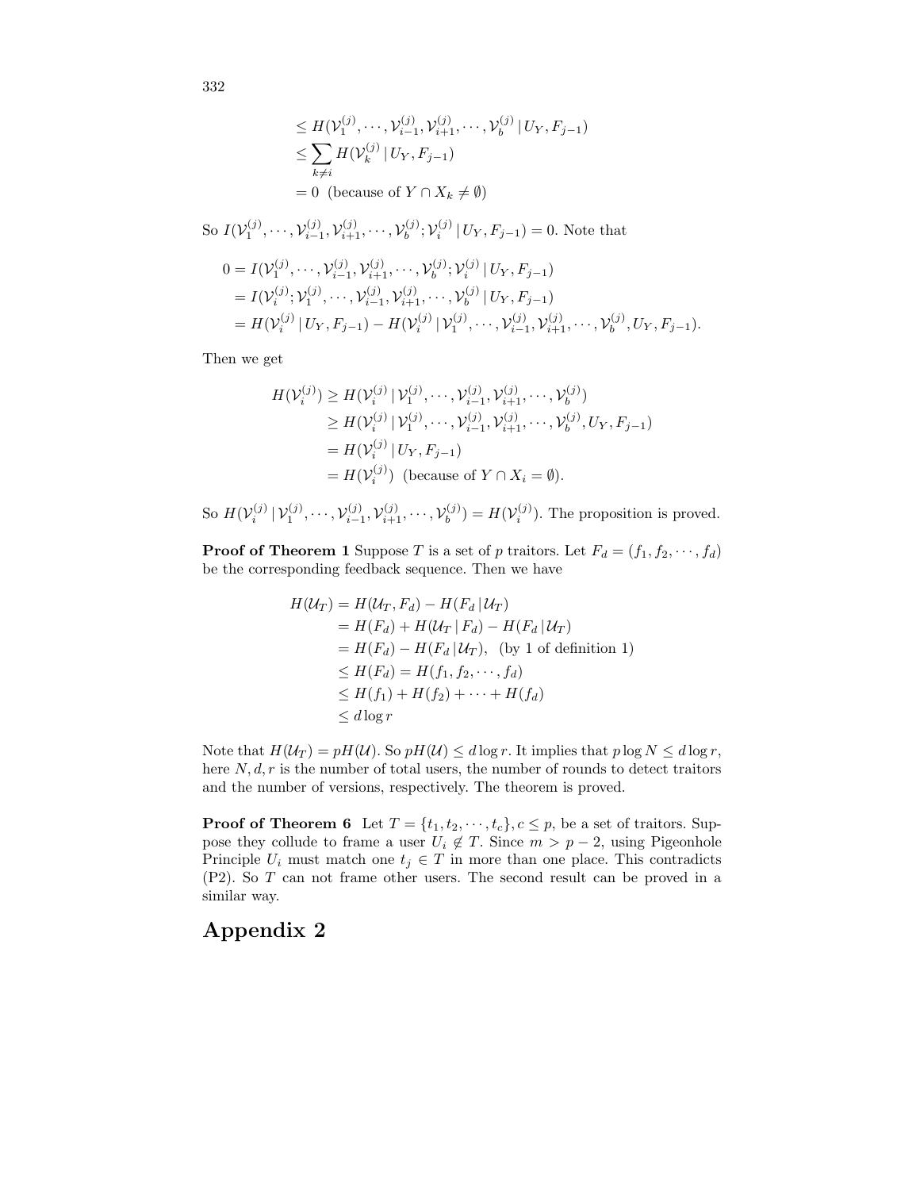$$
\begin{aligned}
&\leq H(\mathcal{V}_1^{(j)}, \cdots, \mathcal{V}_{i-1}^{(j)}, \mathcal{V}_{i+1}^{(j)}, \cdots, \mathcal{V}_b^{(j)} \,|\, U_Y, F_{j-1}) \\
&\leq \sum_{k \neq i} H(\mathcal{V}_k^{(j)} \,|\, U_Y, F_{j-1}) \\
&= 0 \ \text{ (because of } Y \cap X_k \neq \emptyset)
\end{aligned}
$$

So $I(\mathcal{V}_1^{(j)}, \cdots, \mathcal{V}_{i-1}^{(j)}, \mathcal{V}_{i+1}^{(j)}, \cdots, \mathcal{V}_b^{(j)}; \mathcal{V}_i^{(j)} \,|\, U_Y, F_{j-1}) = 0$. Note that

$$
\begin{aligned}
0 &= I(\mathcal{V}_1^{(j)}, \cdots, \mathcal{V}_{i-1}^{(j)}, \mathcal{V}_{i+1}^{(j)}, \cdots, \mathcal{V}_b^{(j)}; \mathcal{V}_i^{(j)} \,|\, U_Y, F_{j-1}) \\
&= I(\mathcal{V}_i^{(j)}; \mathcal{V}_1^{(j)}, \cdots, \mathcal{V}_{i-1}^{(j)}, \mathcal{V}_{i+1}^{(j)}, \cdots, \mathcal{V}_b^{(j)} \,|\, U_Y, F_{j-1}) \\
&= H(\mathcal{V}_i^{(j)} \,|\, U_Y, F_{j-1}) - H(\mathcal{V}_i^{(j)} \,|\, \mathcal{V}_1^{(j)}, \cdots, \mathcal{V}_{i-1}^{(j)}, \mathcal{V}_{i+1}^{(j)}, \cdots, \mathcal{V}_b^{(j)}, U_Y, F_{j-1}).
\end{aligned}
$$

Then we get

$$
\begin{aligned}
H(\mathcal{V}_i^{(j)}) &\geq H(\mathcal{V}_i^{(j)} \,|\, \mathcal{V}_1^{(j)}, \cdots, \mathcal{V}_{i-1}^{(j)}, \mathcal{V}_{i+1}^{(j)}, \cdots, \mathcal{V}_b^{(j)}) \\
&\geq H(\mathcal{V}_i^{(j)} \,|\, \mathcal{V}_1^{(j)}, \cdots, \mathcal{V}_{i-1}^{(j)}, \mathcal{V}_{i+1}^{(j)}, \cdots, \mathcal{V}_b^{(j)}, U_Y, F_{j-1}) \\
&= H(\mathcal{V}_i^{(j)} \,|\, U_Y, F_{j-1}) \\
&= H(\mathcal{V}_i^{(j)}) \ \text{ (because of } Y \cap X_i = \emptyset).
\end{aligned}
$$

So $H(\mathcal{V}_i^{(j)} \,|\, \mathcal{V}_1^{(j)}, \cdots, \mathcal{V}_{i-1}^{(j)}, \mathcal{V}_{i+1}^{(j)}, \cdots, \mathcal{V}_b^{(j)}) = H(\mathcal{V}_i^{(j)})$. The proposition is proved.

**Proof of Theorem 1** Suppose $T$ is a set of $p$ traitors. Let $F_d = (f_1, f_2, \cdots, f_d)$ be the corresponding feedback sequence. Then we have

$$
\begin{aligned}
H(\mathcal{U}_T) &= H(\mathcal{U}_T, F_d) - H(F_d \,|\, \mathcal{U}_T) \\
&= H(F_d) + H(\mathcal{U}_T \,|\, F_d) - H(F_d \,|\, \mathcal{U}_T) \\
&= H(F_d) - H(F_d \,|\, \mathcal{U}_T), \ \text{ (by 1 of definition 1)} \\
&\leq H(F_d) = H(f_1, f_2, \cdots, f_d) \\
&\leq H(f_1) + H(f_2) + \cdots + H(f_d) \\
&\leq d \log r
\end{aligned}
$$

Note that $H(\mathcal{U}_T) = pH(\mathcal{U})$. So $pH(\mathcal{U}) \leq d \log r$. It implies that $p \log N \leq d \log r$, here $N, d, r$ is the number of total users, the number of rounds to detect traitors and the number of versions, respectively. The theorem is proved.

**Proof of Theorem 6** Let $T = \{t_1, t_2, \cdots, t_c\}, c \leq p$, be a set of traitors. Suppose they collude to frame a user $U_i \notin T$. Since $m > p - 2$, using Pigeonhole Principle $U_i$ must match one $t_j \in T$ in more than one place. This contradicts (P2). So $T$ can not frame other users. The second result can be proved in a similar way.

# Appendix 2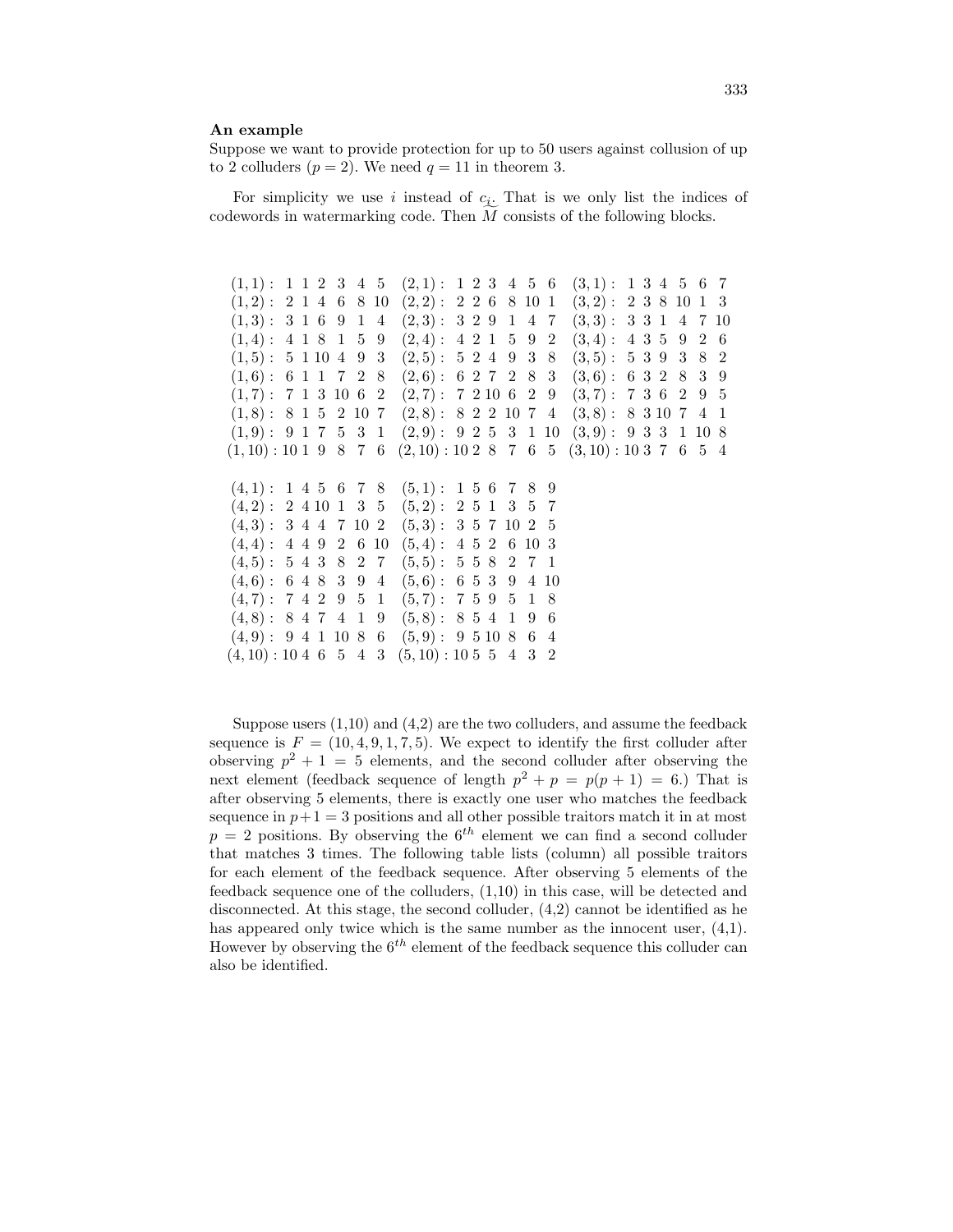**An example**

Suppose we want to provide protection for up to 50 users against collusion of up to 2 colluders ($p = 2$). We need $q = 11$ in theorem 3.

For simplicity we use $i$ instead of $\underset{\sim}{c_i}$. That is we only list the indices of codewords in watermarking code. Then $\widetilde{M}$ consists of the following blocks.

$$
\begin{array}{lllll}
(1,1): 1\ 1\ 2\ 3\ 4\ 5 & (2,1): 1\ 2\ 3\ 4\ 5\ 6 & (3,1): 1\ 3\ 4\ 5\ 6\ 7 \\
(1,2): 2\ 1\ 4\ 6\ 8\ 10 & (2,2): 2\ 2\ 6\ 8\ 10\ 1 & (3,2): 2\ 3\ 8\ 10\ 1\ 3 \\
(1,3): 3\ 1\ 6\ 9\ 1\ 4 & (2,3): 3\ 2\ 9\ 1\ 4\ 7 & (3,3): 3\ 3\ 1\ 4\ 7\ 10 \\
(1,4): 4\ 1\ 8\ 1\ 5\ 9 & (2,4): 4\ 2\ 1\ 5\ 9\ 2 & (3,4): 4\ 3\ 5\ 9\ 2\ 6 \\
(1,5): 5\ 1\ 10\ 4\ 9\ 3 & (2,5): 5\ 2\ 4\ 9\ 3\ 8 & (3,5): 5\ 3\ 9\ 3\ 8\ 2 \\
(1,6): 6\ 1\ 1\ 7\ 2\ 8 & (2,6): 6\ 2\ 7\ 2\ 8\ 3 & (3,6): 6\ 3\ 2\ 8\ 3\ 9 \\
(1,7): 7\ 1\ 3\ 10\ 6\ 2 & (2,7): 7\ 2\ 10\ 6\ 2\ 9 & (3,7): 7\ 3\ 6\ 2\ 9\ 5 \\
(1,8): 8\ 1\ 5\ 2\ 10\ 7 & (2,8): 8\ 2\ 2\ 10\ 7\ 4 & (3,8): 8\ 3\ 10\ 7\ 4\ 1 \\
(1,9): 9\ 1\ 7\ 5\ 3\ 1 & (2,9): 9\ 2\ 5\ 3\ 1\ 10 & (3,9): 9\ 3\ 3\ 1\ 10\ 8 \\
(1,10): 10\ 1\ 9\ 8\ 7\ 6 & (2,10): 10\ 2\ 8\ 7\ 6\ 5 & (3,10): 10\ 3\ 7\ 6\ 5\ 4
\end{array}
$$

$$
\begin{array}{ll}
(4,1): 1\ 4\ 5\ 6\ 7\ 8 & (5,1): 1\ 5\ 6\ 7\ 8\ 9 \\
(4,2): 2\ 4\ 10\ 1\ 3\ 5 & (5,2): 2\ 5\ 1\ 3\ 5\ 7 \\
(4,3): 3\ 4\ 4\ 7\ 10\ 2 & (5,3): 3\ 5\ 7\ 10\ 2\ 5 \\
(4,4): 4\ 4\ 9\ 2\ 6\ 10 & (5,4): 4\ 5\ 2\ 6\ 10\ 3 \\
(4,5): 5\ 4\ 3\ 8\ 2\ 7 & (5,5): 5\ 5\ 8\ 2\ 7\ 1 \\
(4,6): 6\ 4\ 8\ 3\ 9\ 4 & (5,6): 6\ 5\ 3\ 9\ 4\ 10 \\
(4,7): 7\ 4\ 2\ 9\ 5\ 1 & (5,7): 7\ 5\ 9\ 5\ 1\ 8 \\
(4,8): 8\ 4\ 7\ 4\ 1\ 9 & (5,8): 8\ 5\ 4\ 1\ 9\ 6 \\
(4,9): 9\ 4\ 1\ 10\ 8\ 6 & (5,9): 9\ 5\ 10\ 8\ 6\ 4 \\
(4,10): 10\ 4\ 6\ 5\ 4\ 3 & (5,10): 10\ 5\ 5\ 4\ 3\ 2
\end{array}
$$

Suppose users (1,10) and (4,2) are the two colluders, and assume the feedback sequence is $F = (10, 4, 9, 1, 7, 5)$. We expect to identify the first colluder after observing $p^2 + 1 = 5$ elements, and the second colluder after observing the next element (feedback sequence of length $p^2 + p = p(p + 1) = 6$.) That is after observing 5 elements, there is exactly one user who matches the feedback sequence in $p+1 = 3$ positions and all other possible traitors match it in at most $p = 2$ positions. By observing the $6^{th}$ element we can find a second colluder that matches 3 times. The following table lists (column) all possible traitors for each element of the feedback sequence. After observing 5 elements of the feedback sequence one of the colluders, (1,10) in this case, will be detected and disconnected. At this stage, the second colluder, (4,2) cannot be identified as he has appeared only twice which is the same number as the innocent user, (4,1). However by observing the $6^{th}$ element of the feedback sequence this colluder can also be identified.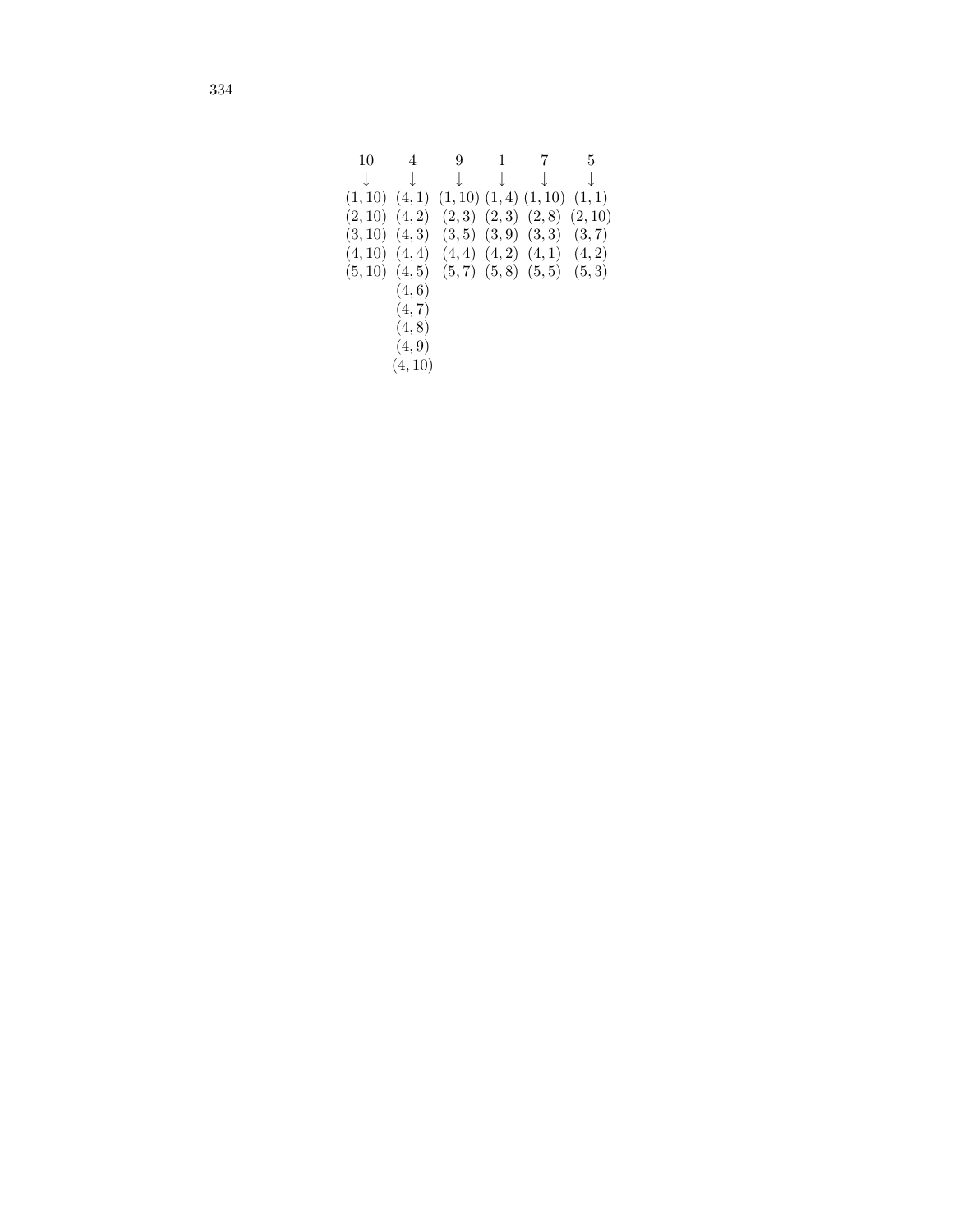| 10 | 4 | 9 | 1 | 7 | 5 |
|---|---|---|---|---|---|
| $\downarrow$ | $\downarrow$ | $\downarrow$ | $\downarrow$ | $\downarrow$ | $\downarrow$ |
| $(1,10)$ | $(4,1)$ | $(1,10)$ | $(1,4)$ | $(1,10)$ | $(1,1)$ |
| $(2,10)$ | $(4,2)$ | $(2,3)$ | $(2,3)$ | $(2,8)$ | $(2,10)$ |
| $(3,10)$ | $(4,3)$ | $(3,5)$ | $(3,9)$ | $(3,3)$ | $(3,7)$ |
| $(4,10)$ | $(4,4)$ | $(4,4)$ | $(4,2)$ | $(4,1)$ | $(4,2)$ |
| $(5,10)$ | $(4,5)$ | $(5,7)$ | $(5,8)$ | $(5,5)$ | $(5,3)$ |
| | $(4,6)$ | | | | |
| | $(4,7)$ | | | | |
| | $(4,8)$ | | | | |
| | $(4,9)$ | | | | |
| | $(4,10)$ | | | | |